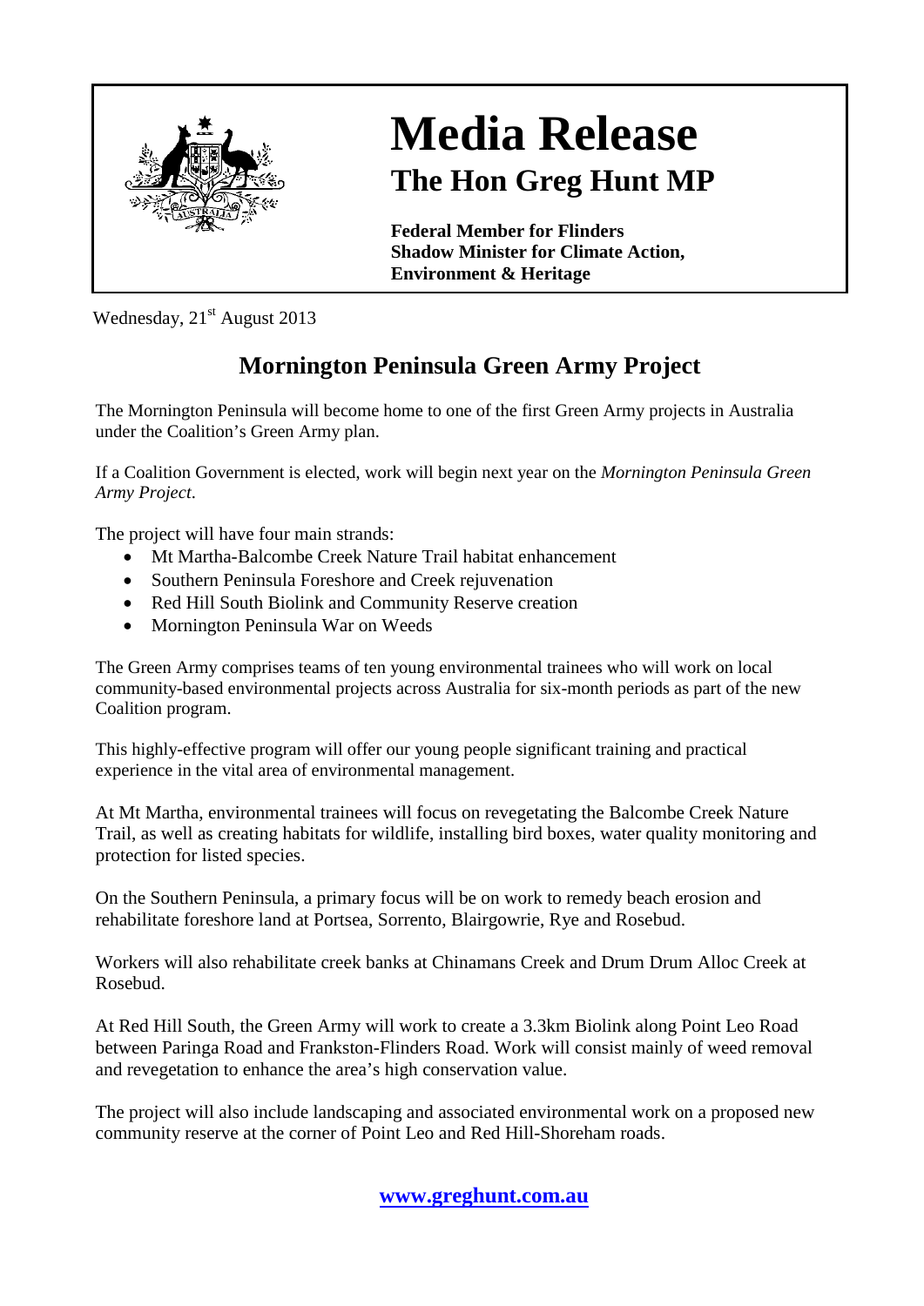# Media Release

## The Hon Greg Hunt MP

**Federal Member for Flinders**
**Shadow Minister for Climate Action, Environment & Heritage**

Wednesday, 21st August 2013

## Mornington Peninsula Green Army Project

The Mornington Peninsula will become home to one of the first Green Army projects in Australia under the Coalition's Green Army plan.

If a Coalition Government is elected, work will begin next year on the *Mornington Peninsula Green Army Project*.

The project will have four main strands:

- Mt Martha-Balcombe Creek Nature Trail habitat enhancement
- Southern Peninsula Foreshore and Creek rejuvenation
- Red Hill South Biolink and Community Reserve creation
- Mornington Peninsula War on Weeds

The Green Army comprises teams of ten young environmental trainees who will work on local community-based environmental projects across Australia for six-month periods as part of the new Coalition program.

This highly-effective program will offer our young people significant training and practical experience in the vital area of environmental management.

At Mt Martha, environmental trainees will focus on revegetating the Balcombe Creek Nature Trail, as well as creating habitats for wildlife, installing bird boxes, water quality monitoring and protection for listed species.

On the Southern Peninsula, a primary focus will be on work to remedy beach erosion and rehabilitate foreshore land at Portsea, Sorrento, Blairgowrie, Rye and Rosebud.

Workers will also rehabilitate creek banks at Chinamans Creek and Drum Drum Alloc Creek at Rosebud.

At Red Hill South, the Green Army will work to create a 3.3km Biolink along Point Leo Road between Paringa Road and Frankston-Flinders Road. Work will consist mainly of weed removal and revegetation to enhance the area's high conservation value.

The project will also include landscaping and associated environmental work on a proposed new community reserve at the corner of Point Leo and Red Hill-Shoreham roads.

**www.greghunt.com.au**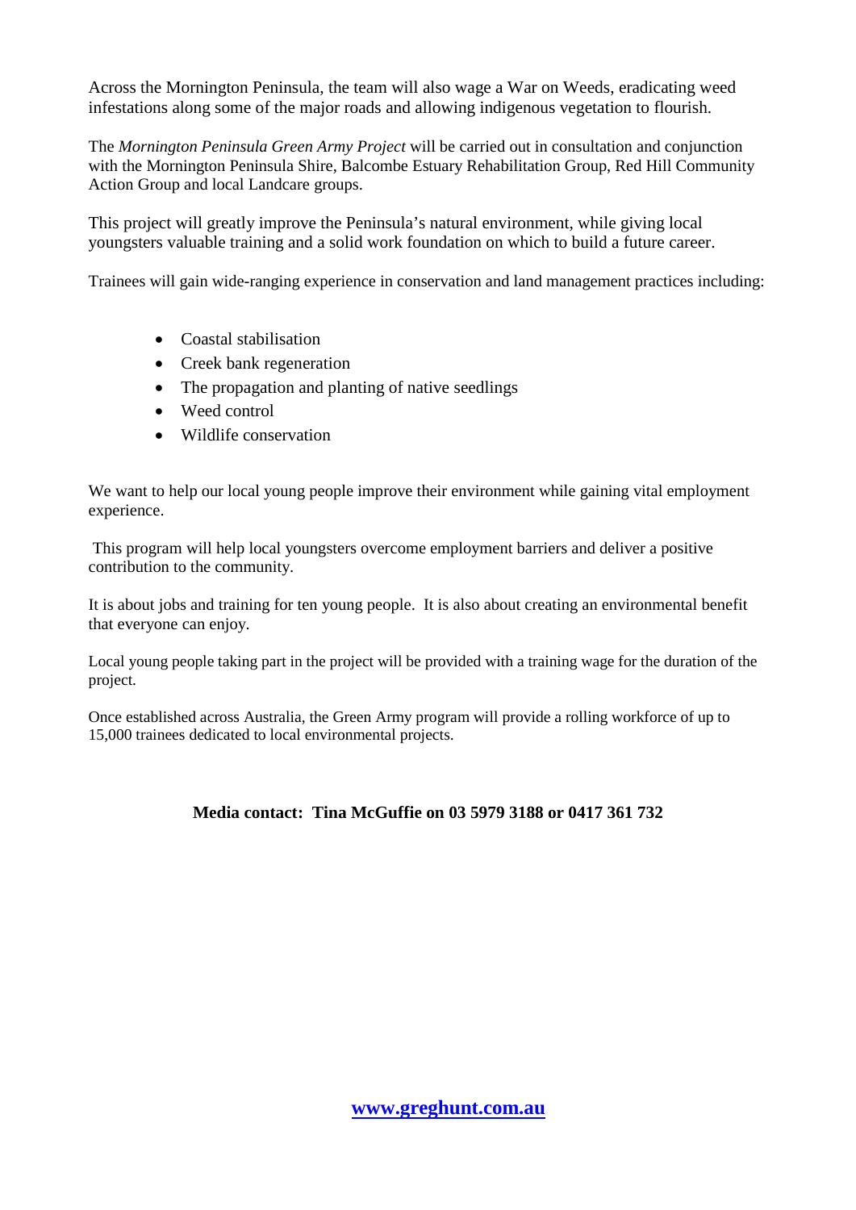Across the Mornington Peninsula, the team will also wage a War on Weeds, eradicating weed infestations along some of the major roads and allowing indigenous vegetation to flourish.

The *Mornington Peninsula Green Army Project* will be carried out in consultation and conjunction with the Mornington Peninsula Shire, Balcombe Estuary Rehabilitation Group, Red Hill Community Action Group and local Landcare groups.

This project will greatly improve the Peninsula's natural environment, while giving local youngsters valuable training and a solid work foundation on which to build a future career.

Trainees will gain wide-ranging experience in conservation and land management practices including:

- Coastal stabilisation
- Creek bank regeneration
- The propagation and planting of native seedlings
- Weed control
- Wildlife conservation

We want to help our local young people improve their environment while gaining vital employment experience.

This program will help local youngsters overcome employment barriers and deliver a positive contribution to the community.

It is about jobs and training for ten young people. It is also about creating an environmental benefit that everyone can enjoy.

Local young people taking part in the project will be provided with a training wage for the duration of the project.

Once established across Australia, the Green Army program will provide a rolling workforce of up to 15,000 trainees dedicated to local environmental projects.

**Media contact: Tina McGuffie on 03 5979 3188 or 0417 361 732**

**www.greghunt.com.au**